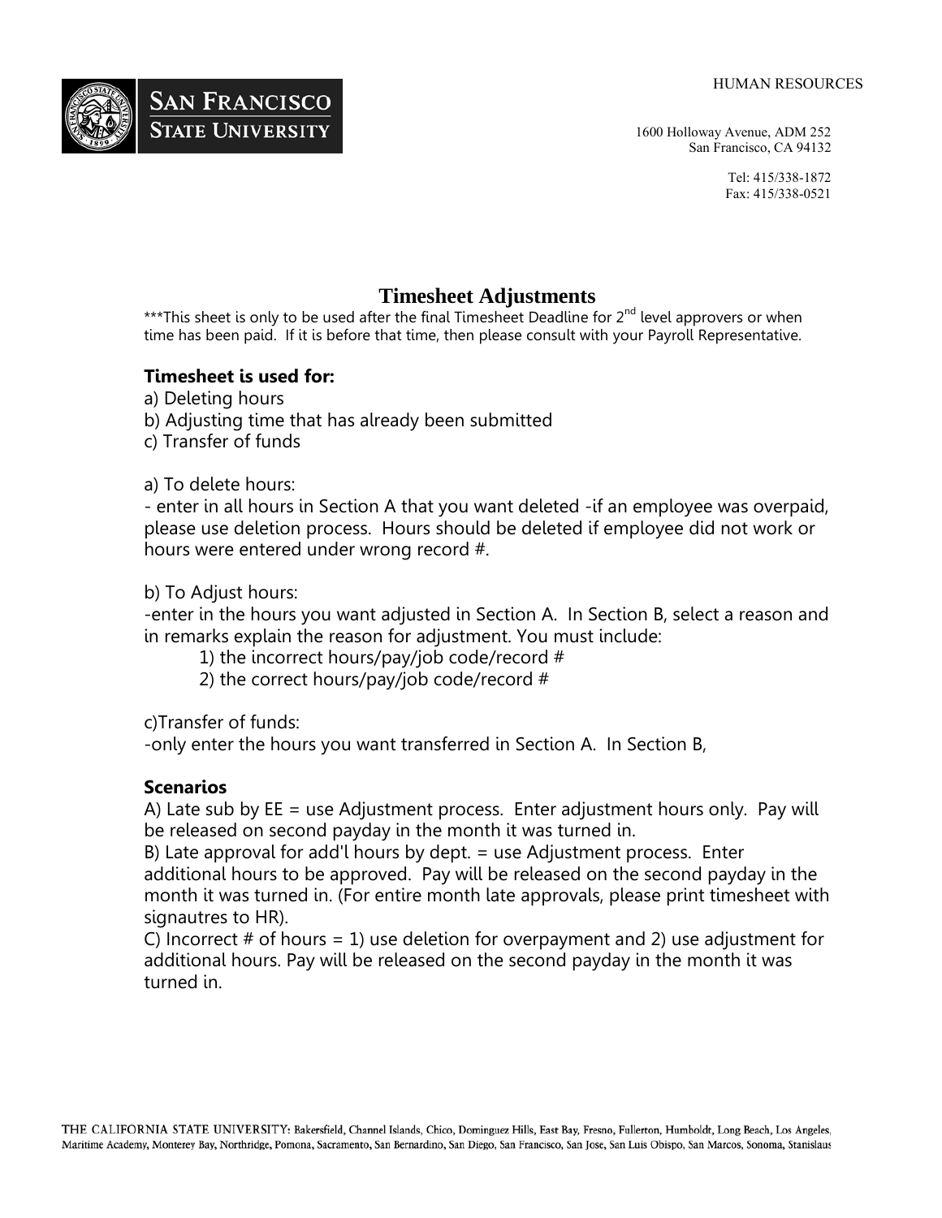HUMAN RESOURCES

**SAN FRANCISCO STATE UNIVERSITY**

1600 Holloway Avenue, ADM 252
San Francisco, CA 94132

Tel: 415/338-1872
Fax: 415/338-0521

# Timesheet Adjustments

***This sheet is only to be used after the final Timesheet Deadline for 2nd level approvers or when time has been paid. If it is before that time, then please consult with your Payroll Representative.

**Timesheet is used for:**

a) Deleting hours
b) Adjusting time that has already been submitted
c) Transfer of funds

a) To delete hours:
- enter in all hours in Section A that you want deleted -if an employee was overpaid, please use deletion process. Hours should be deleted if employee did not work or hours were entered under wrong record #.

b) To Adjust hours:
-enter in the hours you want adjusted in Section A. In Section B, select a reason and in remarks explain the reason for adjustment. You must include:

1) the incorrect hours/pay/job code/record #
2) the correct hours/pay/job code/record #

c)Transfer of funds:
-only enter the hours you want transferred in Section A. In Section B,

**Scenarios**

A) Late sub by EE = use Adjustment process. Enter adjustment hours only. Pay will be released on second payday in the month it was turned in.
B) Late approval for add'l hours by dept. = use Adjustment process. Enter additional hours to be approved. Pay will be released on the second payday in the month it was turned in. (For entire month late approvals, please print timesheet with signautres to HR).
C) Incorrect # of hours = 1) use deletion for overpayment and 2) use adjustment for additional hours. Pay will be released on the second payday in the month it was turned in.

THE CALIFORNIA STATE UNIVERSITY: Bakersfield, Channel Islands, Chico, Dominguez Hills, East Bay, Fresno, Fullerton, Humboldt, Long Beach, Los Angeles, Maritime Academy, Monterey Bay, Northridge, Pomona, Sacramento, San Bernardino, San Diego, San Francisco, San Jose, San Luis Obispo, San Marcos, Sonoma, Stanislaus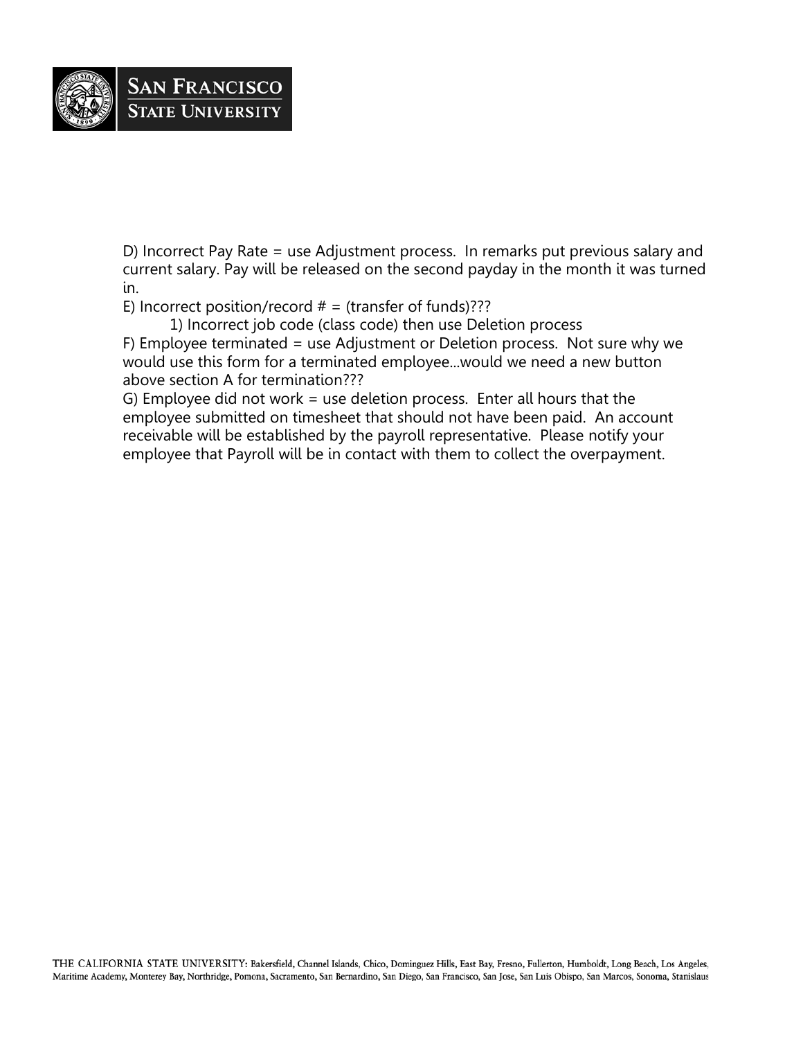D) Incorrect Pay Rate = use Adjustment process. In remarks put previous salary and current salary. Pay will be released on the second payday in the month it was turned in.

E) Incorrect position/record # = (transfer of funds)???

    1) Incorrect job code (class code) then use Deletion process

F) Employee terminated = use Adjustment or Deletion process. Not sure why we would use this form for a terminated employee…would we need a new button above section A for termination???

G) Employee did not work = use deletion process. Enter all hours that the employee submitted on timesheet that should not have been paid. An account receivable will be established by the payroll representative. Please notify your employee that Payroll will be in contact with them to collect the overpayment.